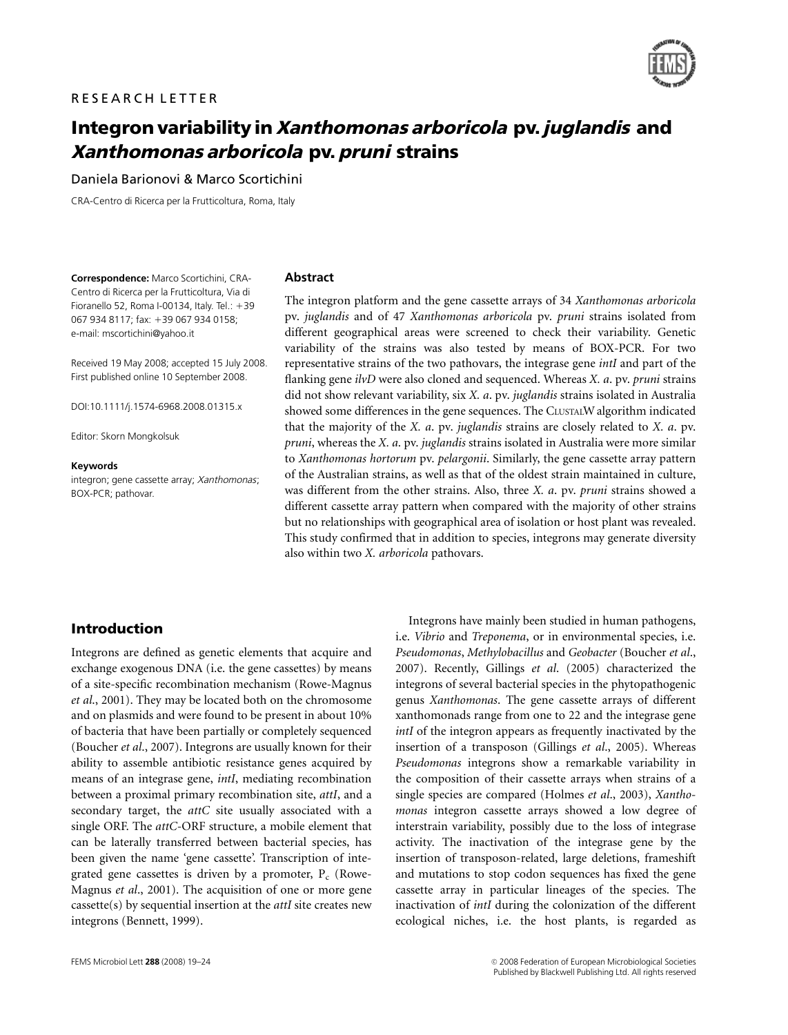RESEARCH LETTER

# Integron variability in *Xanthomonas arboricola* pv. *juglandis* and *Xanthomonas arboricola* pv. *pruni* strains

Daniela Barionovi & Marco Scortichini

CRA-Centro di Ricerca per la Frutticoltura, Roma, Italy

**Correspondence:** Marco Scortichini, CRA-Centro di Ricerca per la Frutticoltura, Via di Fioranello 52, Roma I-00134, Italy. Tel.: +39 067 934 8117; fax: +39 067 934 0158; e-mail: mscortichini@yahoo.it

Received 19 May 2008; accepted 15 July 2008. First published online 10 September 2008.

DOI:10.1111/j.1574-6968.2008.01315.x

Editor: Skorn Mongkolsuk

**Keywords**

integron; gene cassette array; *Xanthomonas*; BOX-PCR; pathovar.

## Abstract

The integron platform and the gene cassette arrays of 34 *Xanthomonas arboricola* pv. *juglandis* and of 47 *Xanthomonas arboricola* pv. *pruni* strains isolated from different geographical areas were screened to check their variability. Genetic variability of the strains was also tested by means of BOX-PCR. For two representative strains of the two pathovars, the integrase gene *intI* and part of the flanking gene *ilvD* were also cloned and sequenced. Whereas *X. a.* pv. *pruni* strains did not show relevant variability, six *X. a.* pv. *juglandis* strains isolated in Australia showed some differences in the gene sequences. The ClustalW algorithm indicated that the majority of the *X. a.* pv. *juglandis* strains are closely related to *X. a.* pv. *pruni*, whereas the *X. a.* pv. *juglandis* strains isolated in Australia were more similar to *Xanthomonas hortorum* pv. *pelargonii*. Similarly, the gene cassette array pattern of the Australian strains, as well as that of the oldest strain maintained in culture, was different from the other strains. Also, three *X. a.* pv. *pruni* strains showed a different cassette array pattern when compared with the majority of other strains but no relationships with geographical area of isolation or host plant was revealed. This study confirmed that in addition to species, integrons may generate diversity also within two *X. arboricola* pathovars.

## Introduction

Integrons are defined as genetic elements that acquire and exchange exogenous DNA (i.e. the gene cassettes) by means of a site-specific recombination mechanism (Rowe-Magnus *et al*., 2001). They may be located both on the chromosome and on plasmids and were found to be present in about 10% of bacteria that have been partially or completely sequenced (Boucher *et al*., 2007). Integrons are usually known for their ability to assemble antibiotic resistance genes acquired by means of an integrase gene, *intI*, mediating recombination between a proximal primary recombination site, *attI*, and a secondary target, the *attC* site usually associated with a single ORF. The *attC*-ORF structure, a mobile element that can be laterally transferred between bacterial species, has been given the name 'gene cassette'. Transcription of integrated gene cassettes is driven by a promoter, $P_c$ (Rowe-Magnus *et al*., 2001). The acquisition of one or more gene cassette(s) by sequential insertion at the *attI* site creates new integrons (Bennett, 1999).

Integrons have mainly been studied in human pathogens, i.e. *Vibrio* and *Treponema*, or in environmental species, i.e. *Pseudomonas*, *Methylobacillus* and *Geobacter* (Boucher *et al*., 2007). Recently, Gillings *et al*. (2005) characterized the integrons of several bacterial species in the phytopathogenic genus *Xanthomonas*. The gene cassette arrays of different xanthomonads range from one to 22 and the integrase gene *intI* of the integron appears as frequently inactivated by the insertion of a transposon (Gillings *et al*., 2005). Whereas *Pseudomonas* integrons show a remarkable variability in the composition of their cassette arrays when strains of a single species are compared (Holmes *et al*., 2003), *Xanthomonas* integron cassette arrays showed a low degree of interstrain variability, possibly due to the loss of integrase activity. The inactivation of the integrase gene by the insertion of transposon-related, large deletions, frameshift and mutations to stop codon sequences has fixed the gene cassette array in particular lineages of the species. The inactivation of *intI* during the colonization of the different ecological niches, i.e. the host plants, is regarded as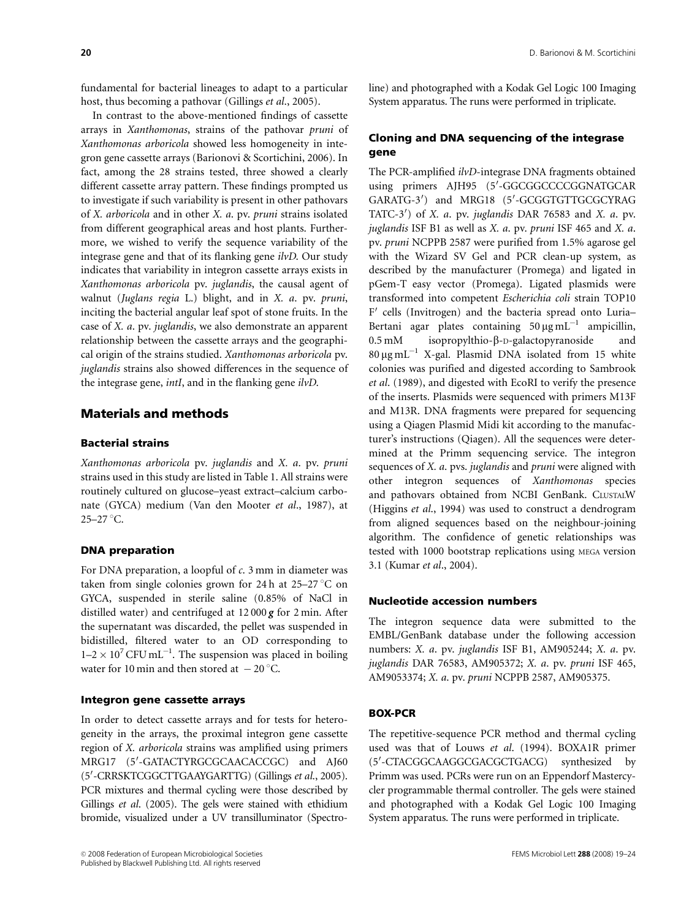fundamental for bacterial lineages to adapt to a particular host, thus becoming a pathovar (Gillings *et al*., 2005).

In contrast to the above-mentioned findings of cassette arrays in *Xanthomonas*, strains of the pathovar *pruni* of *Xanthomonas arboricola* showed less homogeneity in integron gene cassette arrays (Barionovi & Scortichini, 2006). In fact, among the 28 strains tested, three showed a clearly different cassette array pattern. These findings prompted us to investigate if such variability is present in other pathovars of *X. arboricola* and in other *X. a*. pv. *pruni* strains isolated from different geographical areas and host plants. Furthermore, we wished to verify the sequence variability of the integrase gene and that of its flanking gene *ilvD*. Our study indicates that variability in integron cassette arrays exists in *Xanthomonas arboricola* pv. *juglandis*, the causal agent of walnut (*Juglans regia* L.) blight, and in *X. a*. pv. *pruni*, inciting the bacterial angular leaf spot of stone fruits. In the case of *X. a*. pv. *juglandis*, we also demonstrate an apparent relationship between the cassette arrays and the geographical origin of the strains studied. *Xanthomonas arboricola* pv. *juglandis* strains also showed differences in the sequence of the integrase gene, *intI*, and in the flanking gene *ilvD*.

## Materials and methods

### Bacterial strains

*Xanthomonas arboricola* pv. *juglandis* and *X. a*. pv. *pruni* strains used in this study are listed in Table 1. All strains were routinely cultured on glucose–yeast extract–calcium carbonate (GYCA) medium (Van den Mooter *et al*., 1987), at 25–27 °C.

### DNA preparation

For DNA preparation, a loopful of *c*. 3 mm in diameter was taken from single colonies grown for 24 h at 25–27 °C on GYCA, suspended in sterile saline (0.85% of NaCl in distilled water) and centrifuged at 12 000 ***g*** for 2 min. After the supernatant was discarded, the pellet was suspended in bidistilled, filtered water to an OD corresponding to $1–2 \times 10^7$ CFU mL$^{-1}$. The suspension was placed in boiling water for 10 min and then stored at − 20 °C.

### Integron gene cassette arrays

In order to detect cassette arrays and for tests for heterogeneity in the arrays, the proximal integron gene cassette region of *X. arboricola* strains was amplified using primers MRG17 (5′-GATACTYRGCGCAACACCGC) and AJ60 (5′-CRRSKTCGGCTTGAAYGARTTG) (Gillings *et al*., 2005). PCR mixtures and thermal cycling were those described by Gillings *et al*. (2005). The gels were stained with ethidium bromide, visualized under a UV transilluminator (Spectroline) and photographed with a Kodak Gel Logic 100 Imaging System apparatus. The runs were performed in triplicate.

### Cloning and DNA sequencing of the integrase gene

The PCR-amplified *ilvD*-integrase DNA fragments obtained using primers AJH95 (5′-GGCGGCCCCGGNATGCAR GARATG-3′) and MRG18 (5′-GCGGTGTTGCGCYRAG TATC-3′) of *X. a*. pv. *juglandis* DAR 76583 and *X. a*. pv. *juglandis* ISF B1 as well as *X. a*. pv. *pruni* ISF 465 and *X. a*. pv. *pruni* NCPPB 2587 were purified from 1.5% agarose gel with the Wizard SV Gel and PCR clean-up system, as described by the manufacturer (Promega) and ligated in pGem-T easy vector (Promega). Ligated plasmids were transformed into competent *Escherichia coli* strain TOP10 F′ cells (Invitrogen) and the bacteria spread onto Luria–Bertani agar plates containing 50 μg mL$^{-1}$ ampicillin, 0.5 mM isopropylthio-β-D-galactopyranoside and 80 μg mL$^{-1}$ X-gal. Plasmid DNA isolated from 15 white colonies was purified and digested according to Sambrook *et al*. (1989), and digested with EcoRI to verify the presence of the inserts. Plasmids were sequenced with primers M13F and M13R. DNA fragments were prepared for sequencing using a Qiagen Plasmid Midi kit according to the manufacturer's instructions (Qiagen). All the sequences were determined at the Primm sequencing service. The integron sequences of *X. a*. pvs. *juglandis* and *pruni* were aligned with other integron sequences of *Xanthomonas* species and pathovars obtained from NCBI GenBank. CLUSTALW (Higgins *et al*., 1994) was used to construct a dendrogram from aligned sequences based on the neighbour-joining algorithm. The confidence of genetic relationships was tested with 1000 bootstrap replications using MEGA version 3.1 (Kumar *et al*., 2004).

### Nucleotide accession numbers

The integron sequence data were submitted to the EMBL/GenBank database under the following accession numbers: *X. a*. pv. *juglandis* ISF B1, AM905244; *X. a*. pv. *juglandis* DAR 76583, AM905372; *X. a*. pv. *pruni* ISF 465, AM9053374; *X. a*. pv. *pruni* NCPPB 2587, AM905375.

### BOX-PCR

The repetitive-sequence PCR method and thermal cycling used was that of Louws *et al*. (1994). BOXA1R primer (5′-CTACGGCAAGGCGACGCTGACG) synthesized by Primm was used. PCRs were run on an Eppendorf Mastercycler programmable thermal controller. The gels were stained and photographed with a Kodak Gel Logic 100 Imaging System apparatus. The runs were performed in triplicate.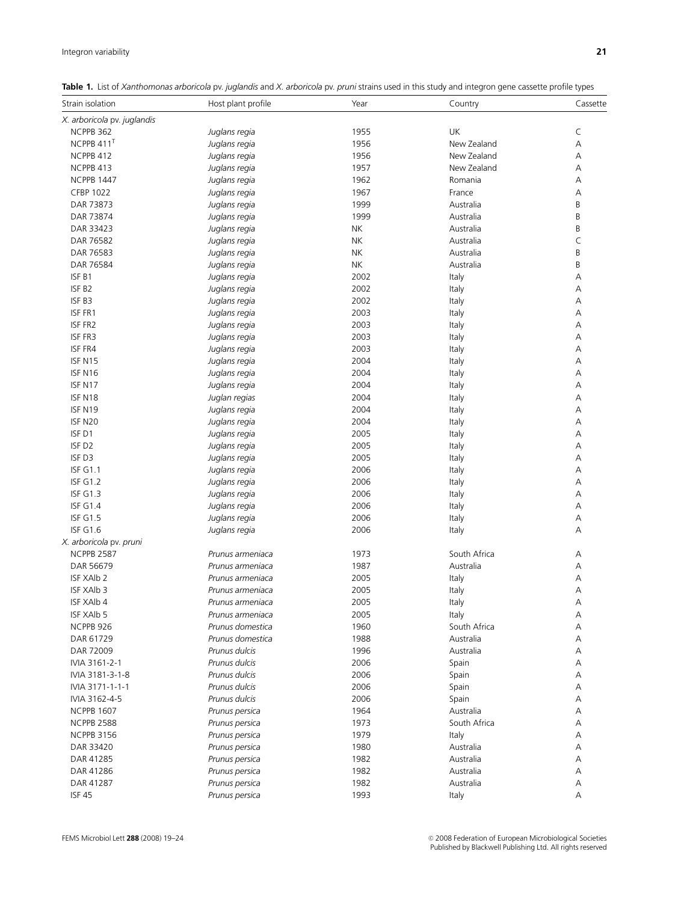**Table 1.** List of *Xanthomonas arboricola* pv. *juglandis* and *X. arboricola* pv. *pruni* strains used in this study and integron gene cassette profile types

| Strain isolation | Host plant profile | Year | Country | Cassette |
|---|---|---|---|---|
| *X. arboricola* pv. *juglandis* | | | | |
| NCPPB 362 | *Juglans regia* | 1955 | UK | C |
| NCPPB 411[T] | *Juglans regia* | 1956 | New Zealand | A |
| NCPPB 412 | *Juglans regia* | 1956 | New Zealand | A |
| NCPPB 413 | *Juglans regia* | 1957 | New Zealand | A |
| NCPPB 1447 | *Juglans regia* | 1962 | Romania | A |
| CFBP 1022 | *Juglans regia* | 1967 | France | A |
| DAR 73873 | *Juglans regia* | 1999 | Australia | B |
| DAR 73874 | *Juglans regia* | 1999 | Australia | B |
| DAR 33423 | *Juglans regia* | NK | Australia | B |
| DAR 76582 | *Juglans regia* | NK | Australia | C |
| DAR 76583 | *Juglans regia* | NK | Australia | B |
| DAR 76584 | *Juglans regia* | NK | Australia | B |
| ISF B1 | *Juglans regia* | 2002 | Italy | A |
| ISF B2 | *Juglans regia* | 2002 | Italy | A |
| ISF B3 | *Juglans regia* | 2002 | Italy | A |
| ISF FR1 | *Juglans regia* | 2003 | Italy | A |
| ISF FR2 | *Juglans regia* | 2003 | Italy | A |
| ISF FR3 | *Juglans regia* | 2003 | Italy | A |
| ISF FR4 | *Juglans regia* | 2003 | Italy | A |
| ISF N15 | *Juglans regia* | 2004 | Italy | A |
| ISF N16 | *Juglans regia* | 2004 | Italy | A |
| ISF N17 | *Juglans regia* | 2004 | Italy | A |
| ISF N18 | *Juglan regias* | 2004 | Italy | A |
| ISF N19 | *Juglans regia* | 2004 | Italy | A |
| ISF N20 | *Juglans regia* | 2004 | Italy | A |
| ISF D1 | *Juglans regia* | 2005 | Italy | A |
| ISF D2 | *Juglans regia* | 2005 | Italy | A |
| ISF D3 | *Juglans regia* | 2005 | Italy | A |
| ISF G1.1 | *Juglans regia* | 2006 | Italy | A |
| ISF G1.2 | *Juglans regia* | 2006 | Italy | A |
| ISF G1.3 | *Juglans regia* | 2006 | Italy | A |
| ISF G1.4 | *Juglans regia* | 2006 | Italy | A |
| ISF G1.5 | *Juglans regia* | 2006 | Italy | A |
| ISF G1.6 | *Juglans regia* | 2006 | Italy | A |
| *X. arboricola* pv. *pruni* | | | | |
| NCPPB 2587 | *Prunus armeniaca* | 1973 | South Africa | A |
| DAR 56679 | *Prunus armeniaca* | 1987 | Australia | A |
| ISF XAlb 2 | *Prunus armeniaca* | 2005 | Italy | A |
| ISF XAlb 3 | *Prunus armeniaca* | 2005 | Italy | A |
| ISF XAlb 4 | *Prunus armeniaca* | 2005 | Italy | A |
| ISF XAlb 5 | *Prunus armeniaca* | 2005 | Italy | A |
| NCPPB 926 | *Prunus domestica* | 1960 | South Africa | A |
| DAR 61729 | *Prunus domestica* | 1988 | Australia | A |
| DAR 72009 | *Prunus dulcis* | 1996 | Australia | A |
| IVIA 3161-2-1 | *Prunus dulcis* | 2006 | Spain | A |
| IVIA 3181-3-1-8 | *Prunus dulcis* | 2006 | Spain | A |
| IVIA 3171-1-1-1 | *Prunus dulcis* | 2006 | Spain | A |
| IVIA 3162-4-5 | *Prunus dulcis* | 2006 | Spain | A |
| NCPPB 1607 | *Prunus persica* | 1964 | Australia | A |
| NCPPB 2588 | *Prunus persica* | 1973 | South Africa | A |
| NCPPB 3156 | *Prunus persica* | 1979 | Italy | A |
| DAR 33420 | *Prunus persica* | 1980 | Australia | A |
| DAR 41285 | *Prunus persica* | 1982 | Australia | A |
| DAR 41286 | *Prunus persica* | 1982 | Australia | A |
| DAR 41287 | *Prunus persica* | 1982 | Australia | A |
| ISF 45 | *Prunus persica* | 1993 | Italy | A |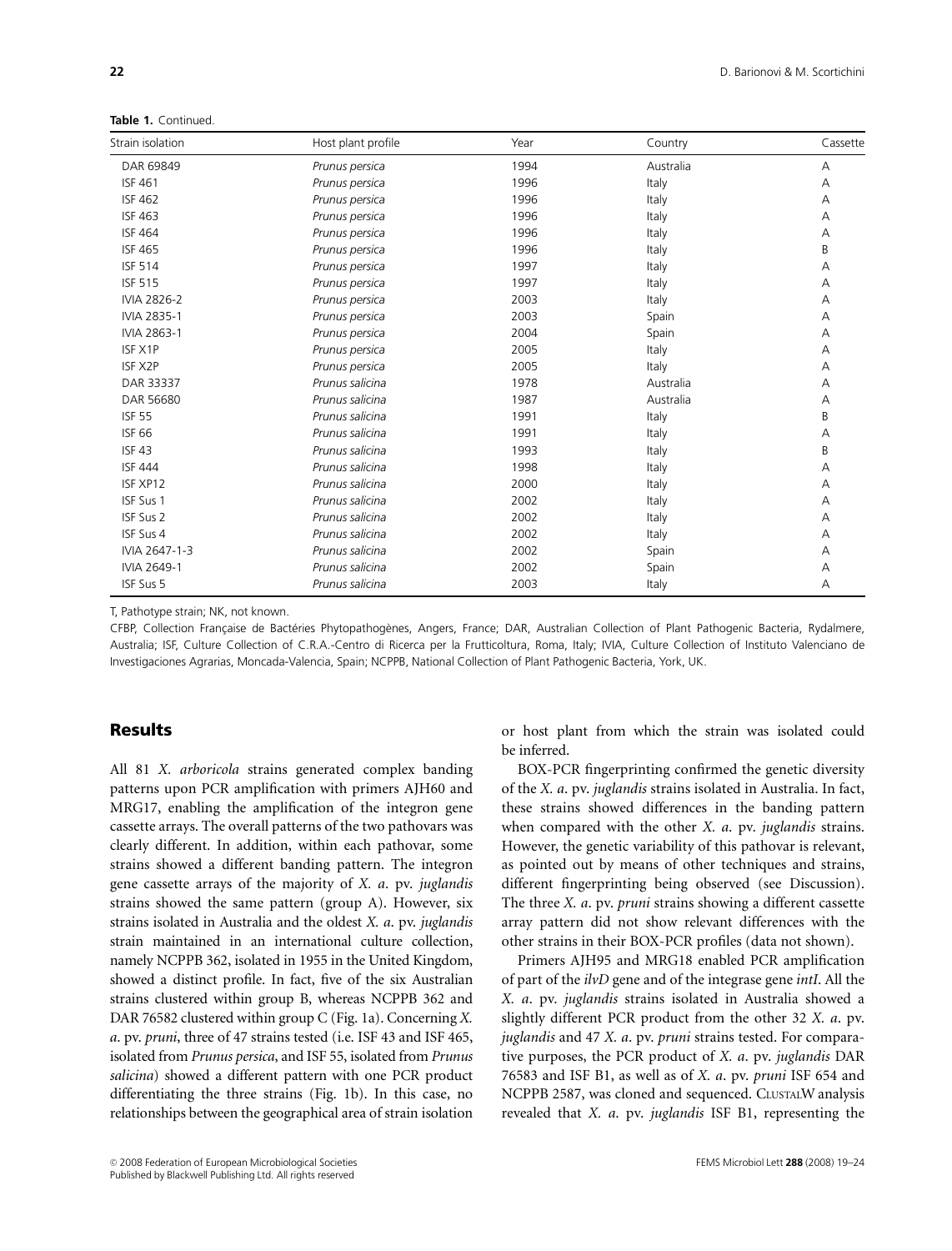**Table 1.** Continued.

| Strain isolation | Host plant profile | Year | Country | Cassette |
|---|---|---|---|---|
| DAR 69849 | *Prunus persica* | 1994 | Australia | A |
| ISF 461 | *Prunus persica* | 1996 | Italy | A |
| ISF 462 | *Prunus persica* | 1996 | Italy | A |
| ISF 463 | *Prunus persica* | 1996 | Italy | A |
| ISF 464 | *Prunus persica* | 1996 | Italy | A |
| ISF 465 | *Prunus persica* | 1996 | Italy | B |
| ISF 514 | *Prunus persica* | 1997 | Italy | A |
| ISF 515 | *Prunus persica* | 1997 | Italy | A |
| IVIA 2826-2 | *Prunus persica* | 2003 | Italy | A |
| IVIA 2835-1 | *Prunus persica* | 2003 | Spain | A |
| IVIA 2863-1 | *Prunus persica* | 2004 | Spain | A |
| ISF X1P | *Prunus persica* | 2005 | Italy | A |
| ISF X2P | *Prunus persica* | 2005 | Italy | A |
| DAR 33337 | *Prunus salicina* | 1978 | Australia | A |
| DAR 56680 | *Prunus salicina* | 1987 | Australia | A |
| ISF 55 | *Prunus salicina* | 1991 | Italy | B |
| ISF 66 | *Prunus salicina* | 1991 | Italy | A |
| ISF 43 | *Prunus salicina* | 1993 | Italy | B |
| ISF 444 | *Prunus salicina* | 1998 | Italy | A |
| ISF XP12 | *Prunus salicina* | 2000 | Italy | A |
| ISF Sus 1 | *Prunus salicina* | 2002 | Italy | A |
| ISF Sus 2 | *Prunus salicina* | 2002 | Italy | A |
| ISF Sus 4 | *Prunus salicina* | 2002 | Italy | A |
| IVIA 2647-1-3 | *Prunus salicina* | 2002 | Spain | A |
| IVIA 2649-1 | *Prunus salicina* | 2002 | Spain | A |
| ISF Sus 5 | *Prunus salicina* | 2003 | Italy | A |

T, Pathotype strain; NK, not known.

CFBP, Collection Française de Bactéries Phytopathogènes, Angers, France; DAR, Australian Collection of Plant Pathogenic Bacteria, Rydalmere, Australia; ISF, Culture Collection of C.R.A.-Centro di Ricerca per la Frutticoltura, Roma, Italy; IVIA, Culture Collection of Instituto Valenciano de Investigaciones Agrarias, Moncada-Valencia, Spain; NCPPB, National Collection of Plant Pathogenic Bacteria, York, UK.

## Results

All 81 *X. arboricola* strains generated complex banding patterns upon PCR amplification with primers AJH60 and MRG17, enabling the amplification of the integron gene cassette arrays. The overall patterns of the two pathovars was clearly different. In addition, within each pathovar, some strains showed a different banding pattern. The integron gene cassette arrays of the majority of *X. a.* pv. *juglandis* strains showed the same pattern (group A). However, six strains isolated in Australia and the oldest *X. a.* pv. *juglandis* strain maintained in an international culture collection, namely NCPPB 362, isolated in 1955 in the United Kingdom, showed a distinct profile. In fact, five of the six Australian strains clustered within group B, whereas NCPPB 362 and DAR 76582 clustered within group C (Fig. 1a). Concerning *X. a.* pv. *pruni*, three of 47 strains tested (i.e. ISF 43 and ISF 465, isolated from *Prunus persica*, and ISF 55, isolated from *Prunus salicina*) showed a different pattern with one PCR product differentiating the three strains (Fig. 1b). In this case, no relationships between the geographical area of strain isolation or host plant from which the strain was isolated could be inferred.

BOX-PCR fingerprinting confirmed the genetic diversity of the *X. a.* pv. *juglandis* strains isolated in Australia. In fact, these strains showed differences in the banding pattern when compared with the other *X. a.* pv. *juglandis* strains. However, the genetic variability of this pathovar is relevant, as pointed out by means of other techniques and strains, different fingerprinting being observed (see Discussion). The three *X. a.* pv. *pruni* strains showing a different cassette array pattern did not show relevant differences with the other strains in their BOX-PCR profiles (data not shown).

Primers AJH95 and MRG18 enabled PCR amplification of part of the *ilvD* gene and of the integrase gene *intI*. All the *X. a.* pv. *juglandis* strains isolated in Australia showed a slightly different PCR product from the other 32 *X. a.* pv. *juglandis* and 47 *X. a.* pv. *pruni* strains tested. For comparative purposes, the PCR product of *X. a.* pv. *juglandis* DAR 76583 and ISF B1, as well as of *X. a.* pv. *pruni* ISF 654 and NCPPB 2587, was cloned and sequenced. CLUSTALW analysis revealed that *X. a.* pv. *juglandis* ISF B1, representing the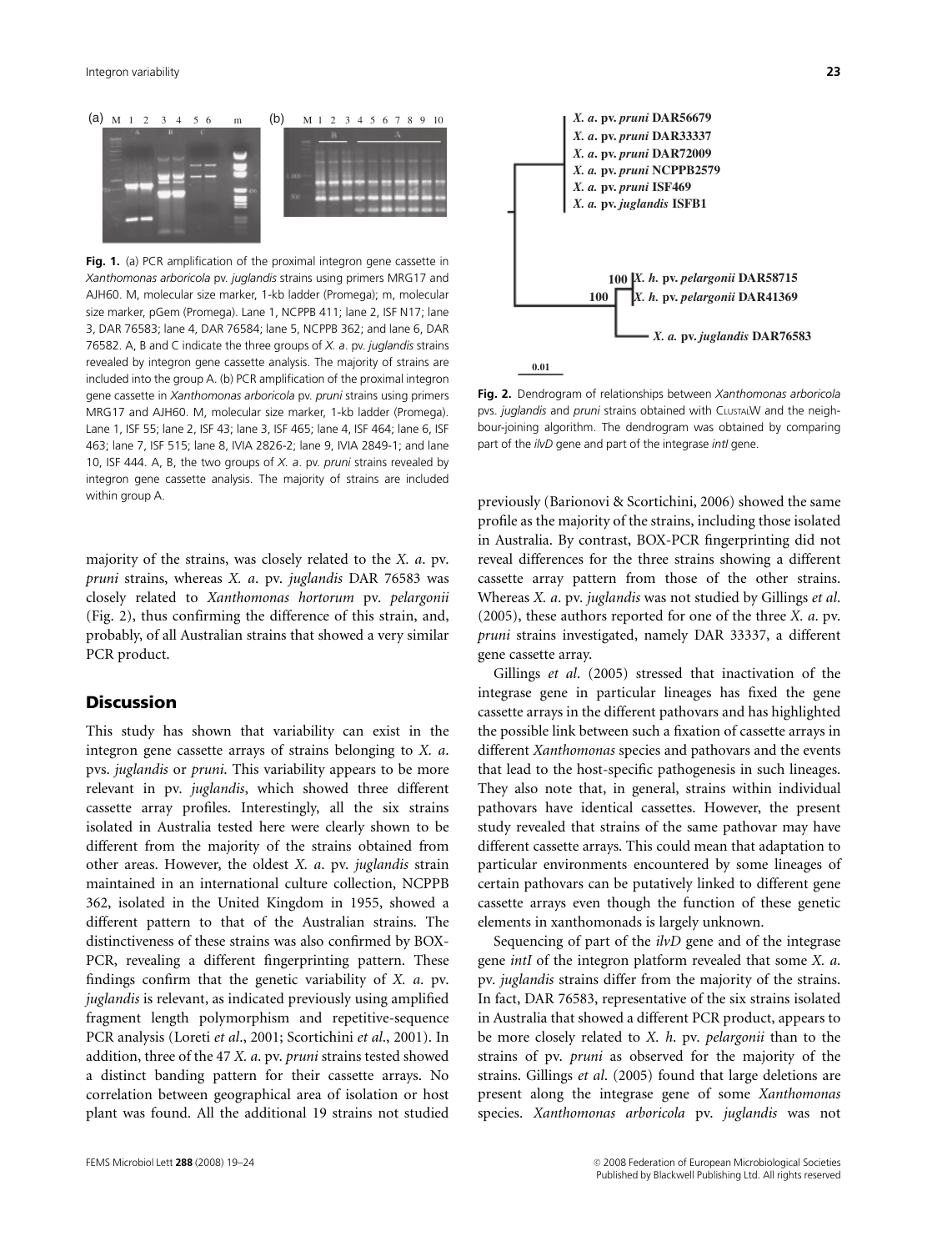**Fig. 1.** (a) PCR amplification of the proximal integron gene cassette in *Xanthomonas arboricola* pv. *juglandis* strains using primers MRG17 and AJH60. M, molecular size marker, 1-kb ladder (Promega); m, molecular size marker, pGem (Promega). Lane 1, NCPPB 411; lane 2, ISF N17; lane 3, DAR 76583; lane 4, DAR 76584; lane 5, NCPPB 362; and lane 6, DAR 76582. A, B and C indicate the three groups of *X. a*. pv. *juglandis* strains revealed by integron gene cassette analysis. The majority of strains are included into the group A. (b) PCR amplification of the proximal integron gene cassette in *Xanthomonas arboricola* pv. *pruni* strains using primers MRG17 and AJH60. M, molecular size marker, 1-kb ladder (Promega). Lane 1, ISF 55; lane 2, ISF 43; lane 3, ISF 465; lane 4, ISF 464; lane 6, ISF 463; lane 7, ISF 515; lane 8, IVIA 2826-2; lane 9, IVIA 2849-1; and lane 10, ISF 444. A, B, the two groups of *X. a*. pv. *pruni* strains revealed by integron gene cassette analysis. The majority of strains are included within group A.

**Fig. 2.** Dendrogram of relationships between *Xanthomonas arboricola* pvs. *juglandis* and *pruni* strains obtained with ClustalW and the neighbour-joining algorithm. The dendrogram was obtained by comparing part of the *ilvD* gene and part of the integrase *intI* gene.

majority of the strains, was closely related to the *X. a*. pv. *pruni* strains, whereas *X. a*. pv. *juglandis* DAR 76583 was closely related to *Xanthomonas hortorum* pv. *pelargonii* (Fig. 2), thus confirming the difference of this strain, and, probably, of all Australian strains that showed a very similar PCR product.

## Discussion

This study has shown that variability can exist in the integron gene cassette arrays of strains belonging to *X. a*. pvs. *juglandis* or *pruni*. This variability appears to be more relevant in pv. *juglandis*, which showed three different cassette array profiles. Interestingly, all the six strains isolated in Australia tested here were clearly shown to be different from the majority of the strains obtained from other areas. However, the oldest *X. a*. pv. *juglandis* strain maintained in an international culture collection, NCPPB 362, isolated in the United Kingdom in 1955, showed a different pattern to that of the Australian strains. The distinctiveness of these strains was also confirmed by BOX-PCR, revealing a different fingerprinting pattern. These findings confirm that the genetic variability of *X. a*. pv. *juglandis* is relevant, as indicated previously using amplified fragment length polymorphism and repetitive-sequence PCR analysis (Loreti *et al*., 2001; Scortichini *et al*., 2001). In addition, three of the 47 *X. a*. pv. *pruni* strains tested showed a distinct banding pattern for their cassette arrays. No correlation between geographical area of isolation or host plant was found. All the additional 19 strains not studied previously (Barionovi & Scortichini, 2006) showed the same profile as the majority of the strains, including those isolated in Australia. By contrast, BOX-PCR fingerprinting did not reveal differences for the three strains showing a different cassette array pattern from those of the other strains. Whereas *X. a*. pv. *juglandis* was not studied by Gillings *et al*. (2005), these authors reported for one of the three *X. a*. pv. *pruni* strains investigated, namely DAR 33337, a different gene cassette array.

Gillings *et al*. (2005) stressed that inactivation of the integrase gene in particular lineages has fixed the gene cassette arrays in the different pathovars and has highlighted the possible link between such a fixation of cassette arrays in different *Xanthomonas* species and pathovars and the events that lead to the host-specific pathogenesis in such lineages. They also note that, in general, strains within individual pathovars have identical cassettes. However, the present study revealed that strains of the same pathovar may have different cassette arrays. This could mean that adaptation to particular environments encountered by some lineages of certain pathovars can be putatively linked to different gene cassette arrays even though the function of these genetic elements in xanthomonads is largely unknown.

Sequencing of part of the *ilvD* gene and of the integrase gene *intI* of the integron platform revealed that some *X. a*. pv. *juglandis* strains differ from the majority of the strains. In fact, DAR 76583, representative of the six strains isolated in Australia that showed a different PCR product, appears to be more closely related to *X. h*. pv. *pelargonii* than to the strains of pv. *pruni* as observed for the majority of the strains. Gillings *et al*. (2005) found that large deletions are present along the integrase gene of some *Xanthomonas* species. *Xanthomonas arboricola* pv. *juglandis* was not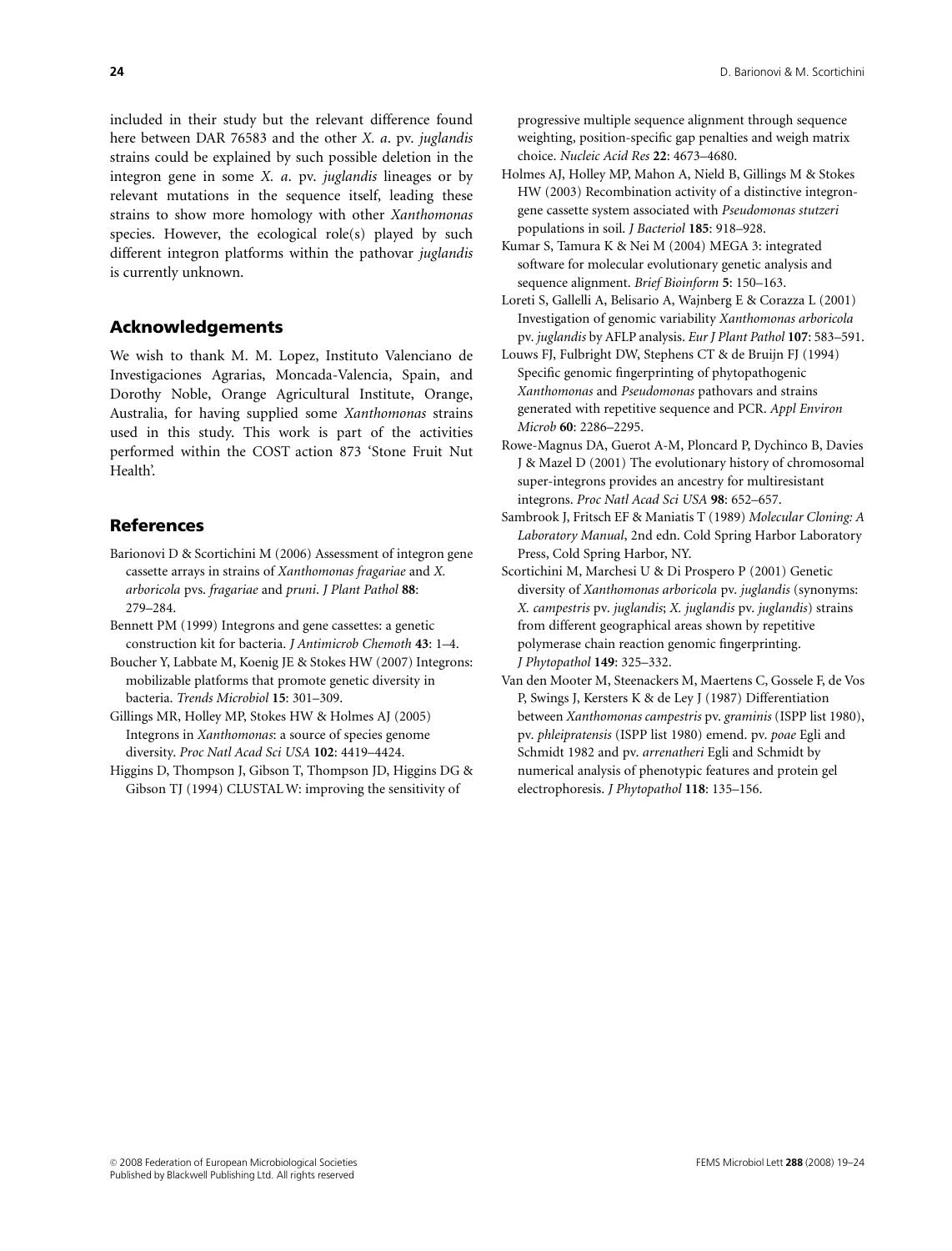included in their study but the relevant difference found here between DAR 76583 and the other *X. a.* pv. *juglandis* strains could be explained by such possible deletion in the integron gene in some *X. a.* pv. *juglandis* lineages or by relevant mutations in the sequence itself, leading these strains to show more homology with other *Xanthomonas* species. However, the ecological role(s) played by such different integron platforms within the pathovar *juglandis* is currently unknown.

## Acknowledgements

We wish to thank M. M. Lopez, Instituto Valenciano de Investigaciones Agrarias, Moncada-Valencia, Spain, and Dorothy Noble, Orange Agricultural Institute, Orange, Australia, for having supplied some *Xanthomonas* strains used in this study. This work is part of the activities performed within the COST action 873 'Stone Fruit Nut Health'.

## References

Barionovi D & Scortichini M (2006) Assessment of integron gene cassette arrays in strains of *Xanthomonas fragariae* and *X. arboricola* pvs. *fragariae* and *pruni*. *J Plant Pathol* **88**: 279–284.

Bennett PM (1999) Integrons and gene cassettes: a genetic construction kit for bacteria. *J Antimicrob Chemoth* **43**: 1–4.

Boucher Y, Labbate M, Koenig JE & Stokes HW (2007) Integrons: mobilizable platforms that promote genetic diversity in bacteria. *Trends Microbiol* **15**: 301–309.

Gillings MR, Holley MP, Stokes HW & Holmes AJ (2005) Integrons in *Xanthomonas*: a source of species genome diversity. *Proc Natl Acad Sci USA* **102**: 4419–4424.

Higgins D, Thompson J, Gibson T, Thompson JD, Higgins DG & Gibson TJ (1994) CLUSTAL W: improving the sensitivity of progressive multiple sequence alignment through sequence weighting, position-specific gap penalties and weigh matrix choice. *Nucleic Acid Res* **22**: 4673–4680.

Holmes AJ, Holley MP, Mahon A, Nield B, Gillings M & Stokes HW (2003) Recombination activity of a distinctive integron-gene cassette system associated with *Pseudomonas stutzeri* populations in soil. *J Bacteriol* **185**: 918–928.

Kumar S, Tamura K & Nei M (2004) MEGA 3: integrated software for molecular evolutionary genetic analysis and sequence alignment. *Brief Bioinform* **5**: 150–163.

Loreti S, Gallelli A, Belisario A, Wajnberg E & Corazza L (2001) Investigation of genomic variability *Xanthomonas arboricola* pv. *juglandis* by AFLP analysis. *Eur J Plant Pathol* **107**: 583–591.

Louws FJ, Fulbright DW, Stephens CT & de Bruijn FJ (1994) Specific genomic fingerprinting of phytopathogenic *Xanthomonas* and *Pseudomonas* pathovars and strains generated with repetitive sequence and PCR. *Appl Environ Microb* **60**: 2286–2295.

Rowe-Magnus DA, Guerot A-M, Ploncard P, Dychinco B, Davies J & Mazel D (2001) The evolutionary history of chromosomal super-integrons provides an ancestry for multiresistant integrons. *Proc Natl Acad Sci USA* **98**: 652–657.

Sambrook J, Fritsch EF & Maniatis T (1989) *Molecular Cloning: A Laboratory Manual*, 2nd edn. Cold Spring Harbor Laboratory Press, Cold Spring Harbor, NY.

Scortichini M, Marchesi U & Di Prospero P (2001) Genetic diversity of *Xanthomonas arboricola* pv. *juglandis* (synonyms: *X. campestris* pv. *juglandis*; *X. juglandis* pv. *juglandis*) strains from different geographical areas shown by repetitive polymerase chain reaction genomic fingerprinting. *J Phytopathol* **149**: 325–332.

Van den Mooter M, Steenackers M, Maertens C, Gossele F, de Vos P, Swings J, Kersters K & de Ley J (1987) Differentiation between *Xanthomonas campestris* pv. *graminis* (ISPP list 1980), pv. *phleipratensis* (ISPP list 1980) emend. pv. *poae* Egli and Schmidt 1982 and pv. *arrenatheri* Egli and Schmidt by numerical analysis of phenotypic features and protein gel electrophoresis. *J Phytopathol* **118**: 135–156.